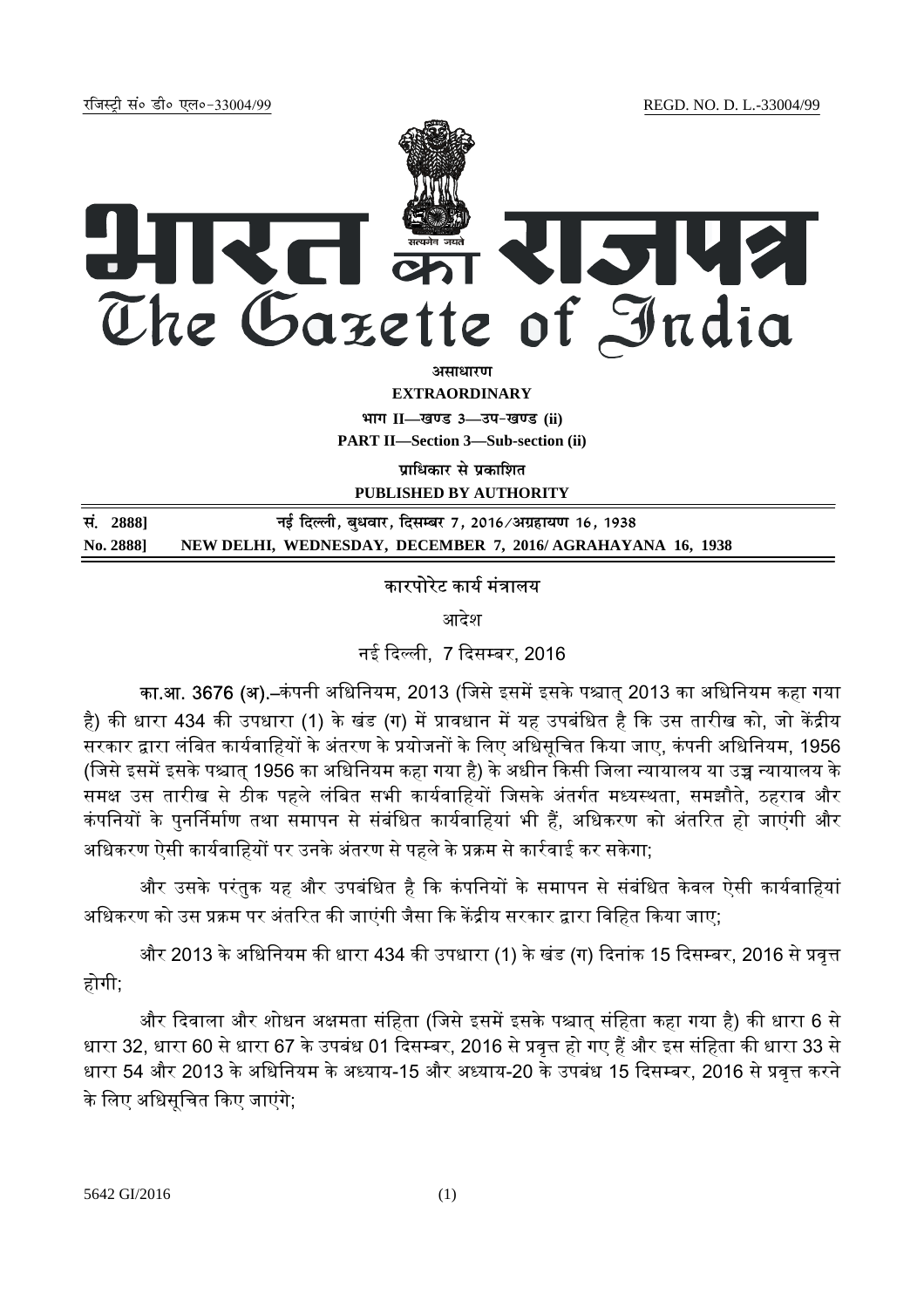रजिस्ट्री सं० डी० एल०-33004/99 REGD. NO. D. L.-33004/99

# भारत का राजपत्र
# The Gazette of India

**असाधारण**

**EXTRAORDINARY**

**भाग II—खण्ड 3—उप-खण्ड (ii)**

**PART II—Section 3—Sub-section (ii)**

**प्राधिकार से प्रकाशित**

**PUBLISHED BY AUTHORITY**

| सं. 2888] | नई दिल्ली, बुधवार, दिसम्बर 7, 2016/अग्रहायण 16, 1938 |
|---|---|
| **No. 2888]** | **NEW DELHI, WEDNESDAY, DECEMBER 7, 2016/ AGRAHAYANA 16, 1938** |

## कारपोरेट कार्य मंत्रालय

### आदेश

नई दिल्ली, 7 दिसम्बर, 2016

**का.आ. 3676 (अ).**–कंपनी अधिनियम, 2013 (जिसे इसमें इसके पश्चात् 2013 का अधिनियम कहा गया है) की धारा 434 की उपधारा (1) के खंड (ग) में प्रावधान में यह उपबंधित है कि उस तारीख को, जो केंद्रीय सरकार द्वारा लंबित कार्यवाहियों के अंतरण के प्रयोजनों के लिए अधिसूचित किया जाए, कंपनी अधिनियम, 1956 (जिसे इसमें इसके पश्चात् 1956 का अधिनियम कहा गया है) के अधीन किसी जिला न्यायालय या उच्च न्यायालय के समक्ष उस तारीख से ठीक पहले लंबित सभी कार्यवाहियों जिसके अंतर्गत मध्यस्थता, समझौते, ठहराव और कंपनियों के पुनर्निर्माण तथा समापन से संबंधित कार्यवाहियां भी हैं, अधिकरण को अंतरित हो जाएंगी और अधिकरण ऐसी कार्यवाहियों पर उनके अंतरण से पहले के प्रक्रम से कार्रवाई कर सकेगा;

और उसके परंतुक यह और उपबंधित है कि कंपनियों के समापन से संबंधित केवल ऐसी कार्यवाहियां अधिकरण को उस प्रक्रम पर अंतरित की जाएंगी जैसा कि केंद्रीय सरकार द्वारा विहित किया जाए;

और 2013 के अधिनियम की धारा 434 की उपधारा (1) के खंड (ग) दिनांक 15 दिसम्बर, 2016 से प्रवृत्त होगी;

और दिवाला और शोधन अक्षमता संहिता (जिसे इसमें इसके पश्चात् संहिता कहा गया है) की धारा 6 से धारा 32, धारा 60 से धारा 67 के उपबंध 01 दिसम्बर, 2016 से प्रवृत्त हो गए हैं और इस संहिता की धारा 33 से धारा 54 और 2013 के अधिनियम के अध्याय-15 और अध्याय-20 के उपबंध 15 दिसम्बर, 2016 से प्रवृत्त करने के लिए अधिसूचित किए जाएंगे;

5642 GI/2016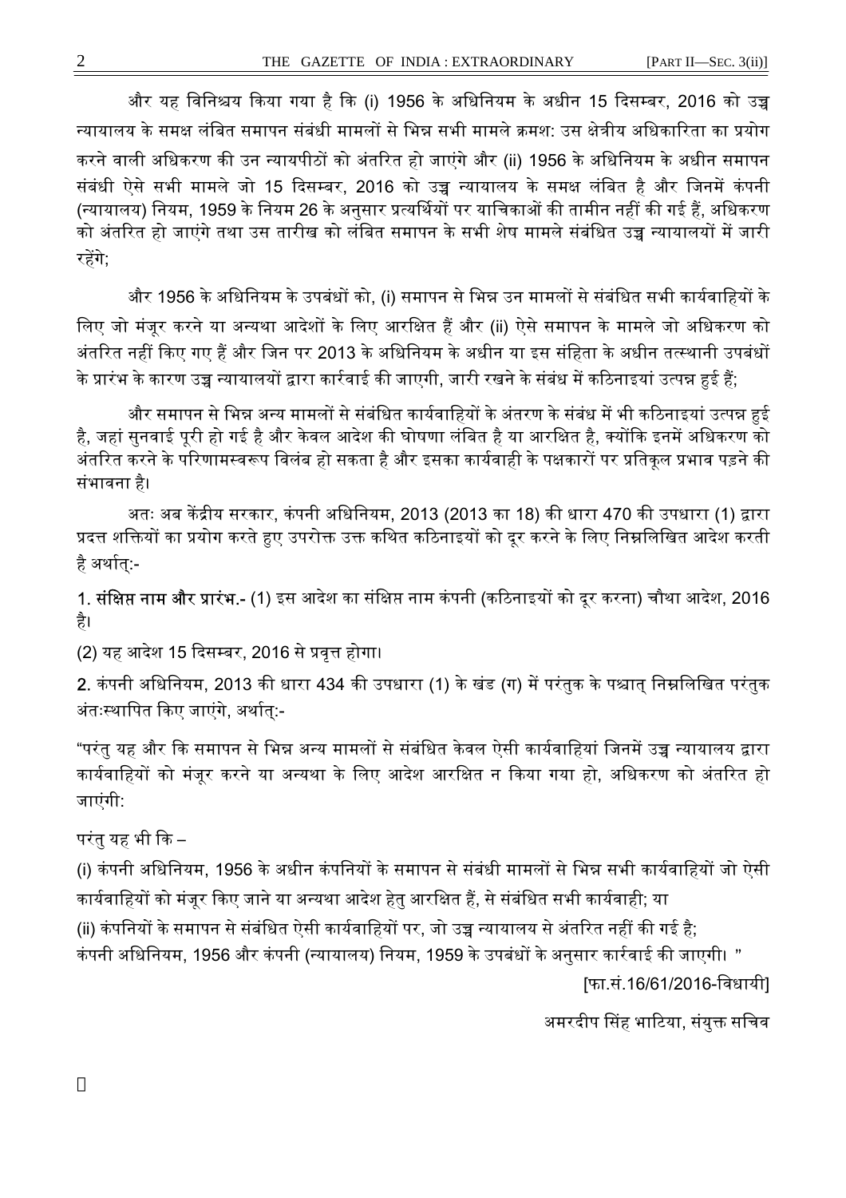और यह विनिश्चय किया गया है कि (i) 1956 के अधिनियम के अधीन 15 दिसम्बर, 2016 को उच्च न्यायालय के समक्ष लंबित समापन संबंधी मामलों से भिन्न सभी मामले क्रमश: उस क्षेत्रीय अधिकारिता का प्रयोग करने वाली अधिकरण की उन न्यायपीठों को अंतरित हो जाएंगे और (ii) 1956 के अधिनियम के अधीन समापन संबंधी ऐसे सभी मामले जो 15 दिसम्बर, 2016 को उच्च न्यायालय के समक्ष लंबित है और जिनमें कंपनी (न्यायालय) नियम, 1959 के नियम 26 के अनुसार प्रत्यर्थियों पर याचिकाओं की तामीन नहीं की गई हैं, अधिकरण को अंतरित हो जाएंगे तथा उस तारीख को लंबित समापन के सभी शेष मामले संबंधित उच्च न्यायालयों में जारी रहेंगे;

और 1956 के अधिनियम के उपबंधों को, (i) समापन से भिन्न उन मामलों से संबंधित सभी कार्यवाहियों के लिए जो मंजूर करने या अन्यथा आदेशों के लिए आरक्षित हैं और (ii) ऐसे समापन के मामले जो अधिकरण को अंतरित नहीं किए गए हैं और जिन पर 2013 के अधिनियम के अधीन या इस संहिता के अधीन तत्स्थानी उपबंधों के प्रारंभ के कारण उच्च न्यायालयों द्वारा कार्रवाई की जाएगी, जारी रखने के संबंध में कठिनाइयां उत्पन्न हुई हैं;

और समापन से भिन्न अन्य मामलों से संबंधित कार्यवाहियों के अंतरण के संबंध में भी कठिनाइयां उत्पन्न हुई है, जहां सुनवाई पूरी हो गई है और केवल आदेश की घोषणा लंबित है या आरक्षित है, क्योंकि इनमें अधिकरण को अंतरित करने के परिणामस्वरूप विलंब हो सकता है और इसका कार्यवाही के पक्षकारों पर प्रतिकूल प्रभाव पड़ने की संभावना है।

अतः अब केंद्रीय सरकार, कंपनी अधिनियम, 2013 (2013 का 18) की धारा 470 की उपधारा (1) द्वारा प्रदत्त शक्तियों का प्रयोग करते हुए उपरोक्त उक्त कथित कठिनाइयों को दूर करने के लिए निम्नलिखित आदेश करती है अर्थात्:-

**1. संक्षिप्त नाम और प्रारंभ.-** (1) इस आदेश का संक्षिप्त नाम कंपनी (कठिनाइयों को दूर करना) चौथा आदेश, 2016 है।

(2) यह आदेश 15 दिसम्बर, 2016 से प्रवृत्त होगा।

**2.** कंपनी अधिनियम, 2013 की धारा 434 की उपधारा (1) के खंड (ग) में परंतुक के पश्चात् निम्नलिखित परंतुक अंतःस्थापित किए जाएंगे, अर्थात्:-

"परंतु यह और कि समापन से भिन्न अन्य मामलों से संबंधित केवल ऐसी कार्यवाहियां जिनमें उच्च न्यायालय द्वारा कार्यवाहियों को मंजूर करने या अन्यथा के लिए आदेश आरक्षित न किया गया हो, अधिकरण को अंतरित हो जाएंगी:

परंतु यह भी कि –

(i) कंपनी अधिनियम, 1956 के अधीन कंपनियों के समापन से संबंधी मामलों से भिन्न सभी कार्यवाहियों जो ऐसी कार्यवाहियों को मंजूर किए जाने या अन्यथा आदेश हेतु आरक्षित हैं, से संबंधित सभी कार्यवाही; या

(ii) कंपनियों के समापन से संबंधित ऐसी कार्यवाहियों पर, जो उच्च न्यायालय से अंतरित नहीं की गई है;

कंपनी अधिनियम, 1956 और कंपनी (न्यायालय) नियम, 1959 के उपबंधों के अनुसार कार्रवाई की जाएगी। "

[फा.सं.16/61/2016-विधायी]

अमरदीप सिंह भाटिया, संयुक्त सचिव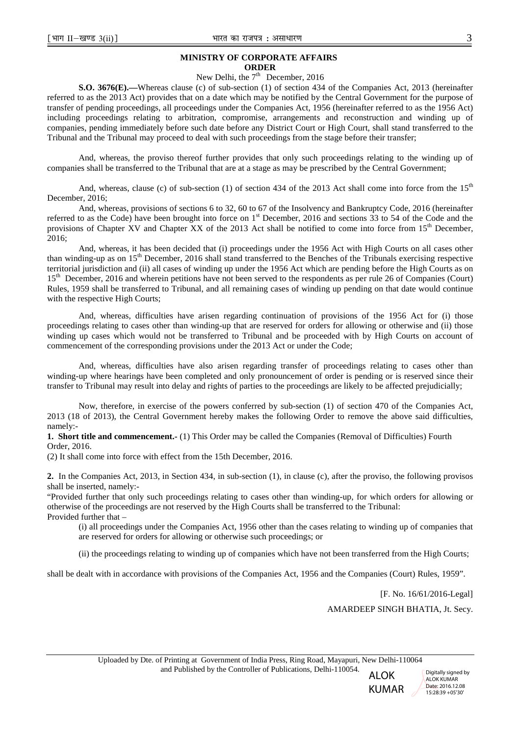**MINISTRY OF CORPORATE AFFAIRS**

**ORDER**

New Delhi, the 7th December, 2016

**S.O. 3676(E).—**Whereas clause (c) of sub-section (1) of section 434 of the Companies Act, 2013 (hereinafter referred to as the 2013 Act) provides that on a date which may be notified by the Central Government for the purpose of transfer of pending proceedings, all proceedings under the Companies Act, 1956 (hereinafter referred to as the 1956 Act) including proceedings relating to arbitration, compromise, arrangements and reconstruction and winding up of companies, pending immediately before such date before any District Court or High Court, shall stand transferred to the Tribunal and the Tribunal may proceed to deal with such proceedings from the stage before their transfer;

And, whereas, the proviso thereof further provides that only such proceedings relating to the winding up of companies shall be transferred to the Tribunal that are at a stage as may be prescribed by the Central Government;

And, whereas, clause (c) of sub-section (1) of section 434 of the 2013 Act shall come into force from the 15th December, 2016;

And, whereas, provisions of sections 6 to 32, 60 to 67 of the Insolvency and Bankruptcy Code, 2016 (hereinafter referred to as the Code) have been brought into force on 1st December, 2016 and sections 33 to 54 of the Code and the provisions of Chapter XV and Chapter XX of the 2013 Act shall be notified to come into force from 15th December, 2016;

And, whereas, it has been decided that (i) proceedings under the 1956 Act with High Courts on all cases other than winding-up as on 15th December, 2016 shall stand transferred to the Benches of the Tribunals exercising respective territorial jurisdiction and (ii) all cases of winding up under the 1956 Act which are pending before the High Courts as on 15th December, 2016 and wherein petitions have not been served to the respondents as per rule 26 of Companies (Court) Rules, 1959 shall be transferred to Tribunal, and all remaining cases of winding up pending on that date would continue with the respective High Courts;

And, whereas, difficulties have arisen regarding continuation of provisions of the 1956 Act for (i) those proceedings relating to cases other than winding-up that are reserved for orders for allowing or otherwise and (ii) those winding up cases which would not be transferred to Tribunal and be proceeded with by High Courts on account of commencement of the corresponding provisions under the 2013 Act or under the Code;

And, whereas, difficulties have also arisen regarding transfer of proceedings relating to cases other than winding-up where hearings have been completed and only pronouncement of order is pending or is reserved since their transfer to Tribunal may result into delay and rights of parties to the proceedings are likely to be affected prejudicially;

Now, therefore, in exercise of the powers conferred by sub-section (1) of section 470 of the Companies Act, 2013 (18 of 2013), the Central Government hereby makes the following Order to remove the above said difficulties, namely:-

**1. Short title and commencement.-** (1) This Order may be called the Companies (Removal of Difficulties) Fourth Order, 2016.

(2) It shall come into force with effect from the 15th December, 2016.

**2.** In the Companies Act, 2013, in Section 434, in sub-section (1), in clause (c), after the proviso, the following provisos shall be inserted, namely:-

"Provided further that only such proceedings relating to cases other than winding-up, for which orders for allowing or otherwise of the proceedings are not reserved by the High Courts shall be transferred to the Tribunal:

Provided further that –

(i) all proceedings under the Companies Act, 1956 other than the cases relating to winding up of companies that are reserved for orders for allowing or otherwise such proceedings; or

(ii) the proceedings relating to winding up of companies which have not been transferred from the High Courts;

shall be dealt with in accordance with provisions of the Companies Act, 1956 and the Companies (Court) Rules, 1959".

[F. No. 16/61/2016-Legal]

AMARDEEP SINGH BHATIA, Jt. Secy.

Uploaded by Dte. of Printing at Government of India Press, Ring Road, Mayapuri, New Delhi-110064 and Published by the Controller of Publications, Delhi-110054.

ALOK KUMAR

Digitally signed by ALOK KUMAR
Date: 2016.12.08 15:28:39 +05'30'